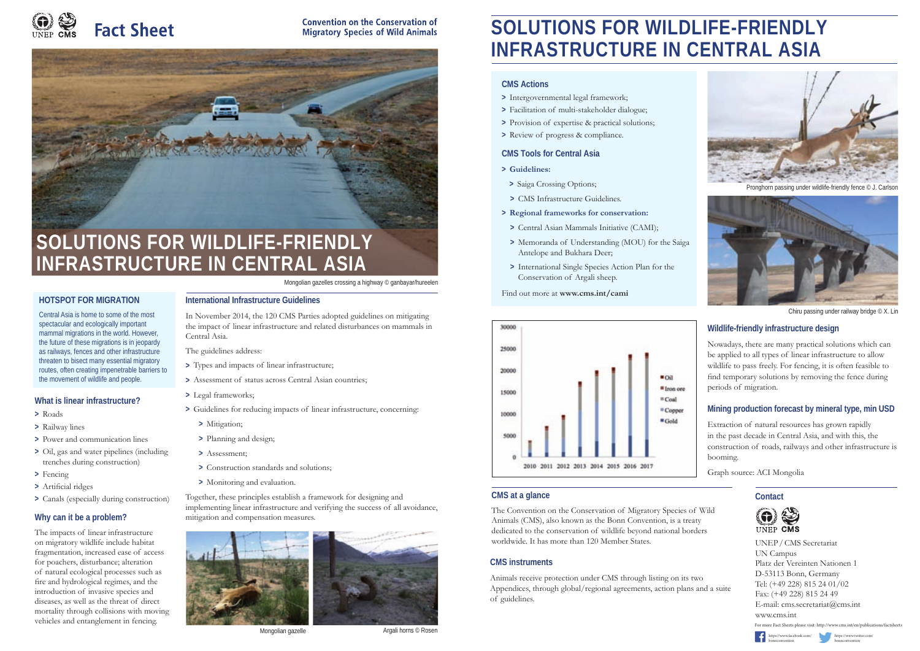Fact Sheet

Convention on the Conservation of Migratory Species of Wild Animals

# SOLUTIONS FOR WILDLIFE-FRIENDLY INFRASTRUCTURE IN CENTRAL ASIA

Mongolian gazelles crossing a highway © ganbayar/hureelen

## HOTSPOT FOR MIGRATION

Central Asia is home to some of the most spectacular and ecologically important mammal migrations in the world. However, the future of these migrations is in jeopardy as railways, fences and other infrastructure threaten to bisect many essential migratory routes, often creating impenetrable barriers to the movement of wildlife and people.

## What is linear infrastructure?

- Roads
- Railway lines
- Power and communication lines
- Oil, gas and water pipelines (including trenches during construction)
- Fencing
- Artificial ridges
- Canals (especially during construction)

## Why can it be a problem?

The impacts of linear infrastructure on migratory wildlife include habitat fragmentation, increased ease of access for poachers, disturbance; alteration of natural ecological processes such as fire and hydrological regimes, and the introduction of invasive species and diseases, as well as the threat of direct mortality through collisions with moving vehicles and entanglement in fencing.

## International Infrastructure Guidelines

In November 2014, the 120 CMS Parties adopted guidelines on mitigating the impact of linear infrastructure and related disturbances on mammals in Central Asia.

The guidelines address:

- Types and impacts of linear infrastructure;
- Assessment of status across Central Asian countries;
- Legal frameworks;
- Guidelines for reducing impacts of linear infrastructure, concerning:
  - Mitigation;
  - Planning and design;
  - Assessment;
  - Construction standards and solutions;
  - Monitoring and evaluation.

Together, these principles establish a framework for designing and implementing linear infrastructure and verifying the success of all avoidance, mitigation and compensation measures.

Mongolian gazelle

Argali horns © Rosen

# SOLUTIONS FOR WILDLIFE-FRIENDLY INFRASTRUCTURE IN CENTRAL ASIA

## CMS Actions

- Intergovernmental legal framework;
- Facilitation of multi-stakeholder dialogue;
- Provision of expertise & practical solutions;
- Review of progress & compliance.

## CMS Tools for Central Asia

- **Guidelines:**
  - Saiga Crossing Options;
  - CMS Infrastructure Guidelines.
- **Regional frameworks for conservation:**
  - Central Asian Mammals Initiative (CAMI);
  - Memoranda of Understanding (MOU) for the Saiga Antelope and Bukhara Deer;
  - International Single Species Action Plan for the Conservation of Argali sheep.

Find out more at **www.cms.int/cami**

Pronghorn passing under wildlife-friendly fence © J. Carlson

Chiru passing under railway bridge © X. Lin

## Wildlife-friendly infrastructure design

Nowadays, there are many practical solutions which can be applied to all types of linear infrastructure to allow wildlife to pass freely. For fencing, it is often feasible to find temporary solutions by removing the fence during periods of migration.

## Mining production forecast by mineral type, min USD

Extraction of natural resources has grown rapidly in the past decade in Central Asia, and with this, the construction of roads, railways and other infrastructure is booming.

Graph source: ACI Mongolia

## CMS at a glance

The Convention on the Conservation of Migratory Species of Wild Animals (CMS), also known as the Bonn Convention, is a treaty dedicated to the conservation of wildlife beyond national borders worldwide. It has more than 120 Member States.

## CMS instruments

Animals receive protection under CMS through listing on its two Appendices, through global/regional agreements, action plans and a suite of guidelines.

## Contact

UNEP / CMS Secretariat
UN Campus
Platz der Vereinten Nationen 1
D-53113 Bonn, Germany
Tel: (+49 228) 815 24 01/02
Fax: (+49 228) 815 24 49
E-mail: cms.secretariat@cms.int
www.cms.int

For more Fact Sheets please visit: http://www.cms.int/en/publications/factsheets

https://www.facebook.com/bonnconvention https://www.twitter.com/bonnconvention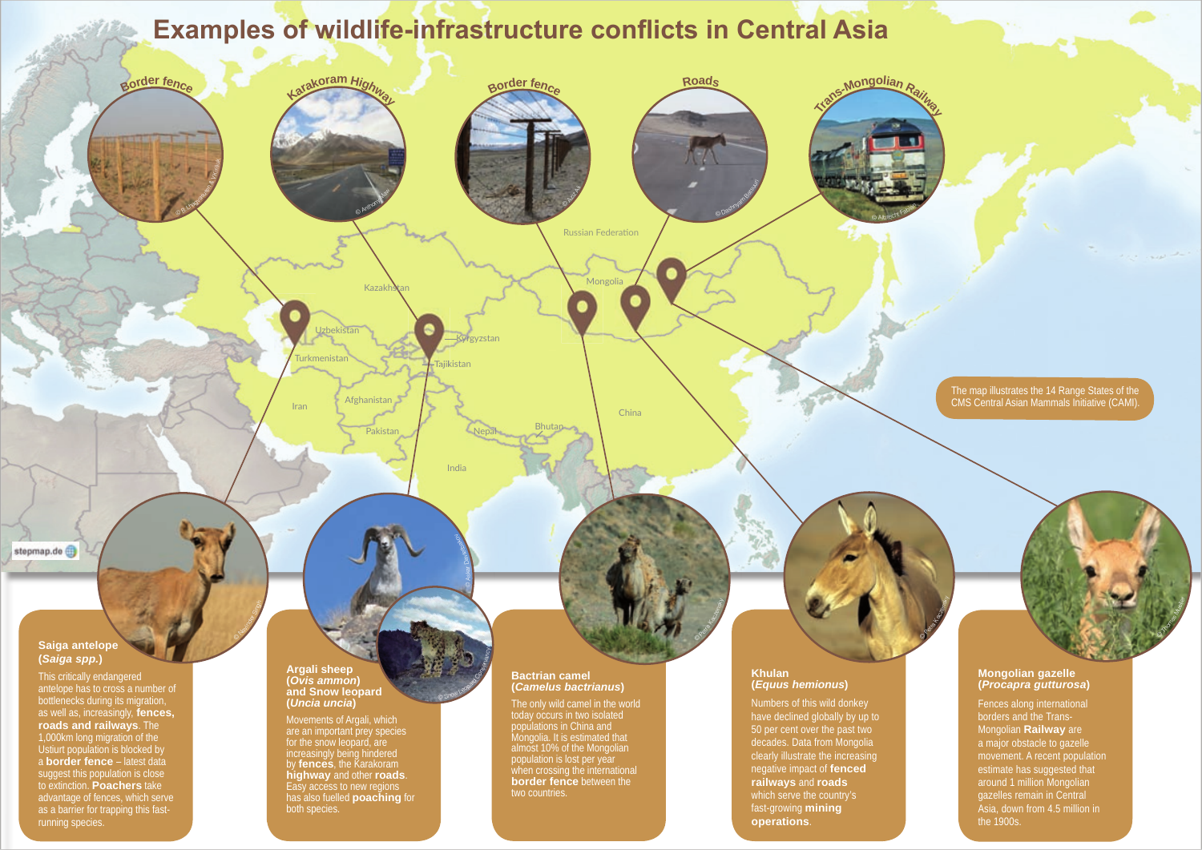# Examples of wildlife-infrastructure conflicts in Central Asia

Border fence

Karakoram Highway

Border fence

Roads

Trans-Mongolian Railway

Russian Federation

Kazakhstan

Mongolia

Uzbekistan

Kyrgyzstan

Turkmenistan

Tajikistan

Iran

Afghanistan

Pakistan

Nepal

Bhutan

China

India

The map illustrates the 14 Range States of the CMS Central Asian Mammals Initiative (CAMI).

stepmap.de

**Saiga antelope (*Saiga spp.*)**

This critically endangered antelope has to cross a number of bottlenecks during its migration, as well as, increasingly, **fences, roads and railways**. The 1,000km long migration of the Ustiurt population is blocked by a **border fence** – latest data suggest this population is close to extinction. **Poachers** take advantage of fences, which serve as a barrier for trapping this fast-running species.

**Argali sheep (*Ovis ammon*) and Snow leopard (*Uncia uncia*)**

Movements of Argali, which are an important prey species for the snow leopard, are increasingly being hindered by **fences**, the Karakoram **highway** and other **roads**. Easy access to new regions has also fuelled **poaching** for both species.

**Bactrian camel (*Camelus bactrianus*)**

The only wild camel in the world today occurs in two isolated populations in China and Mongolia. It is estimated that almost 10% of the Mongolian population is lost per year when crossing the international **border fence** between the two countries.

**Khulan (*Equus hemionus*)**

Numbers of this wild donkey have declined globally by up to 50 per cent over the past two decades. Data from Mongolia clearly illustrate the increasing negative impact of **fenced railways** and **roads** which serve the country's fast-growing **mining operations**.

**Mongolian gazelle (*Procapra gutturosa*)**

Fences along international borders and the Trans-Mongolian **Railway** are a major obstacle to gazelle movement. A recent population estimate has suggested that around 1 million Mongolian gazelles remain in Central Asia, down from 4.5 million in the 1900s.